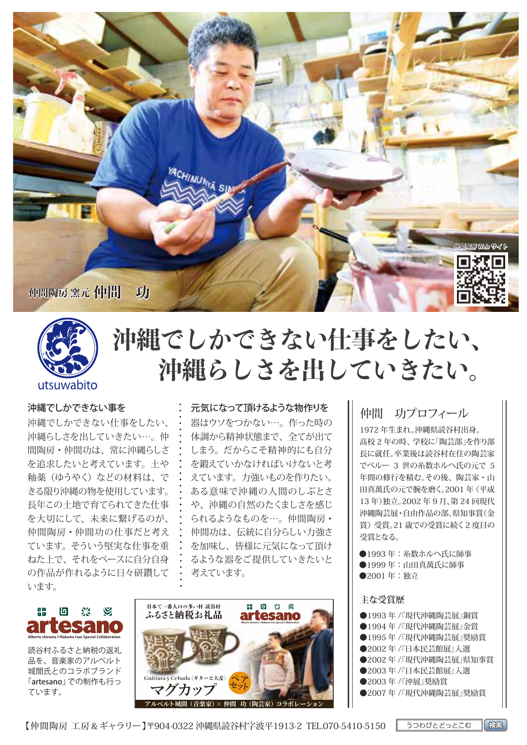仲間陶房 窯元 仲間　功

仲間陶房 Web サイト

utsuwabito

# 沖縄でしかできない仕事をしたい、沖縄らしさを出していきたい。

### 沖縄でしかできない事を

沖縄でしかできない仕事をしたい、沖縄らしさを出していきたい…。仲間陶房・仲間功は、常に沖縄らしさを追求したいと考えています。土や釉薬（ゆうやく）などの材料は、できる限り沖縄の物を使用しています。長年この土地で育てられてきた仕事を大切にして、未来に繋げるのが、仲間陶房・仲間功の仕事だと考えています。そういう堅実な仕事を重ねた上で、それをベースに自分自身の作品が作れるように日々研鑽しています。

### 元気になって頂けるような物作りを

器はウソをつかない…。作った時の体調から精神状態まで、全てが出てしまう。だからこそ精神的にも自分を鍛えていかなければいけないと考えています。力強いものを作りたい。ある意味で沖縄の人間のしぶとさや、沖縄の自然のたくましさを感じられるようなものを…。仲間陶房・仲間功は、伝統に自分らしい力強さを加味し、皆様に元気になって頂けるような器をご提供していきたいと考えています。

**artesano**
Alberto shiroma×Nakama isao Special Collaboration

読谷村ふるさと納税の返礼品を、音楽家のアルベルト城間氏とのコラボブランド「artesano」での制作も行っています。

日本で一番人口の多い村 読谷村
ふるさと納税お礼品
artesano
Guittara y Cebada（ギターと大麦）
マグカップ
ペアセット
アルベルト城間（音楽家）× 仲間　功（陶芸家）コラボレーション

### 仲間　功プロフィール

1972 年生まれ。沖縄県読谷村出身。高校 2 年の時、学校に「陶芸部」を作り部長に就任。卒業後は読谷村在住の陶芸家でペルー 3 世の糸数ホルへ氏の元で 5 年間の修行を積む。その後、陶芸家・山田真萬氏の元で腕を磨く。2001 年（平成 13 年）独立。2002 年 9 月、第 24 回現代沖縄陶芸展・自由作品の部、県知事賞（金賞）受賞。21 歳での受賞に続く 2 度目の受賞となる。

- 1993 年：糸数ホルへ氏に師事
- 1999 年：山田真萬氏に師事
- 2001 年：独立

### 主な受賞歴

- 1993 年 /『現代沖縄陶芸展』銅賞
- 1994 年 /『現代沖縄陶芸展』金賞
- 1995 年 /『現代沖縄陶芸展』奨励賞
- 2002 年 /『日本民芸館展』入選
- 2002 年 /『現代沖縄陶芸展』県知事賞
- 2003 年 /『日本民芸館展』入選
- 2003 年 /『沖展』奨励賞
- 2007 年 /『現代沖縄陶芸展』奨励賞

【仲間陶房 工房＆ギャラリー】〒904-0322 沖縄県読谷村字波平1913-2 TEL.070-5410-5150　うつわびとどっとこむ 検索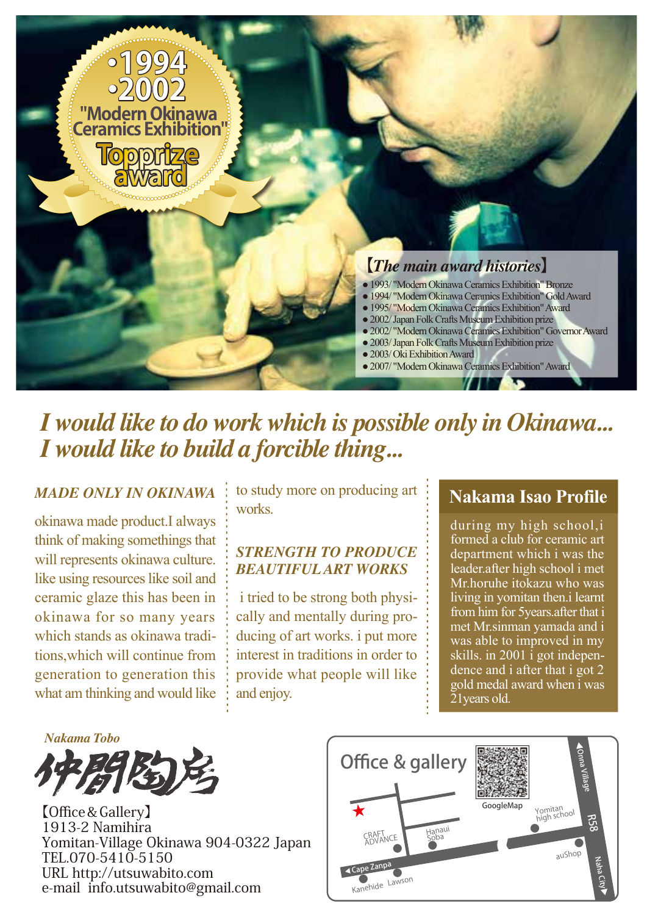•1994
•2002
"Modern Okinawa Ceramics Exhibition"
Topprize award

【*The main award histories*】

- 1993/ "Modern Okinawa Ceramics Exhibition" Bronze
- 1994/ "Modern Okinawa Ceramics Exhibition" Gold Award
- 1995/ "Modern Okinawa Ceramics Exhibition" Award
- 2002/ Japan Folk Crafts Museum Exhibition prize
- 2002/ "Modern Okinawa Ceramics Exhibition" Governor Award
- 2003/ Japan Folk Crafts Museum Exhibition prize
- 2003/ Oki Exhibition Award
- 2007/ "Modern Okinawa Ceramics Exhibition" Award

# *I would like to do work which is possible only in Okinawa... I would like to build a forcible thing...*

### *MADE ONLY IN OKINAWA*

okinawa made product.I always think of making somethings that will represents okinawa culture. like using resources like soil and ceramic glaze this has been in okinawa for so many years which stands as okinawa traditions,which will continue from generation to generation this what am thinking and would like to study more on producing art works.

### *STRENGTH TO PRODUCE BEAUTIFUL ART WORKS*

i tried to be strong both physically and mentally during producing of art works. i put more interest in traditions in order to provide what people will like and enjoy.

## Nakama Isao Profile

during my high school,i formed a club for ceramic art department which i was the leader.after high school i met Mr.horuhe itokazu who was living in yomitan then.i learnt from him for 5years.after that i met Mr.sinman yamada and i was able to improved in my skills. in 2001 i got independence and i after that i got 2 gold medal award when i was 21years old.

*Nakama Tobo*

仲間陶房

【Office＆Gallery】
1913-2 Namihira
Yomitan-Village Okinawa 904-0322 Japan
TEL.070-5410-5150
URL http://utsuwabito.com
e-mail info.utsuwabito@gmail.com

Office & gallery

GoogleMap

Onna Village
Yomitan high school
R58
auShop
Naha City
CRAFT ADVANCE
Hanaui Soba
Cape Zanpa
Kanehide
Lawson